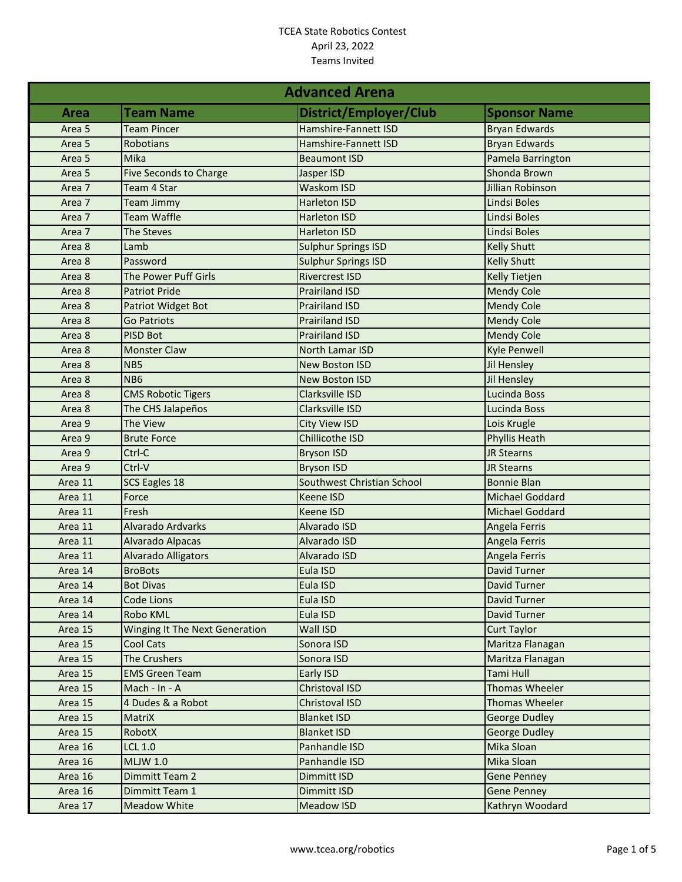TCEA State Robotics Contest
April 23, 2022
Teams Invited

## Advanced Arena

| Area | Team Name | District/Employer/Club | Sponsor Name |
|---|---|---|---|
| Area 5 | Team Pincer | Hamshire-Fannett ISD | Bryan Edwards |
| Area 5 | Robotians | Hamshire-Fannett ISD | Bryan Edwards |
| Area 5 | Mika | Beaumont ISD | Pamela Barrington |
| Area 5 | Five Seconds to Charge | Jasper ISD | Shonda Brown |
| Area 7 | Team 4 Star | Waskom ISD | Jillian Robinson |
| Area 7 | Team Jimmy | Harleton ISD | Lindsi Boles |
| Area 7 | Team Waffle | Harleton ISD | Lindsi Boles |
| Area 7 | The Steves | Harleton ISD | Lindsi Boles |
| Area 8 | Lamb | Sulphur Springs ISD | Kelly Shutt |
| Area 8 | Password | Sulphur Springs ISD | Kelly Shutt |
| Area 8 | The Power Puff Girls | Rivercrest ISD | Kelly Tietjen |
| Area 8 | Patriot Pride | Prairiland ISD | Mendy Cole |
| Area 8 | Patriot Widget Bot | Prairiland ISD | Mendy Cole |
| Area 8 | Go Patriots | Prairiland ISD | Mendy Cole |
| Area 8 | PISD Bot | Prairiland ISD | Mendy Cole |
| Area 8 | Monster Claw | North Lamar ISD | Kyle Penwell |
| Area 8 | NB5 | New Boston ISD | Jil Hensley |
| Area 8 | NB6 | New Boston ISD | Jil Hensley |
| Area 8 | CMS Robotic Tigers | Clarksville ISD | Lucinda Boss |
| Area 8 | The CHS Jalapeños | Clarksville ISD | Lucinda Boss |
| Area 9 | The View | City View ISD | Lois Krugle |
| Area 9 | Brute Force | Chillicothe ISD | Phyllis Heath |
| Area 9 | Ctrl-C | Bryson ISD | JR Stearns |
| Area 9 | Ctrl-V | Bryson ISD | JR Stearns |
| Area 11 | SCS Eagles 18 | Southwest Christian School | Bonnie Blan |
| Area 11 | Force | Keene ISD | Michael Goddard |
| Area 11 | Fresh | Keene ISD | Michael Goddard |
| Area 11 | Alvarado Ardvarks | Alvarado ISD | Angela Ferris |
| Area 11 | Alvarado Alpacas | Alvarado ISD | Angela Ferris |
| Area 11 | Alvarado Alligators | Alvarado ISD | Angela Ferris |
| Area 14 | BroBots | Eula ISD | David Turner |
| Area 14 | Bot Divas | Eula ISD | David Turner |
| Area 14 | Code Lions | Eula ISD | David Turner |
| Area 14 | Robo KML | Eula ISD | David Turner |
| Area 15 | Winging It The Next Generation | Wall ISD | Curt Taylor |
| Area 15 | Cool Cats | Sonora ISD | Maritza Flanagan |
| Area 15 | The Crushers | Sonora ISD | Maritza Flanagan |
| Area 15 | EMS Green Team | Early ISD | Tami Hull |
| Area 15 | Mach - In - A | Christoval ISD | Thomas Wheeler |
| Area 15 | 4 Dudes & a Robot | Christoval ISD | Thomas Wheeler |
| Area 15 | MatriX | Blanket ISD | George Dudley |
| Area 15 | RobotX | Blanket ISD | George Dudley |
| Area 16 | LCL 1.0 | Panhandle ISD | Mika Sloan |
| Area 16 | MLJW 1.0 | Panhandle ISD | Mika Sloan |
| Area 16 | Dimmitt Team 2 | Dimmitt ISD | Gene Penney |
| Area 16 | Dimmitt Team 1 | Dimmitt ISD | Gene Penney |
| Area 17 | Meadow White | Meadow ISD | Kathryn Woodard |

www.tcea.org/robotics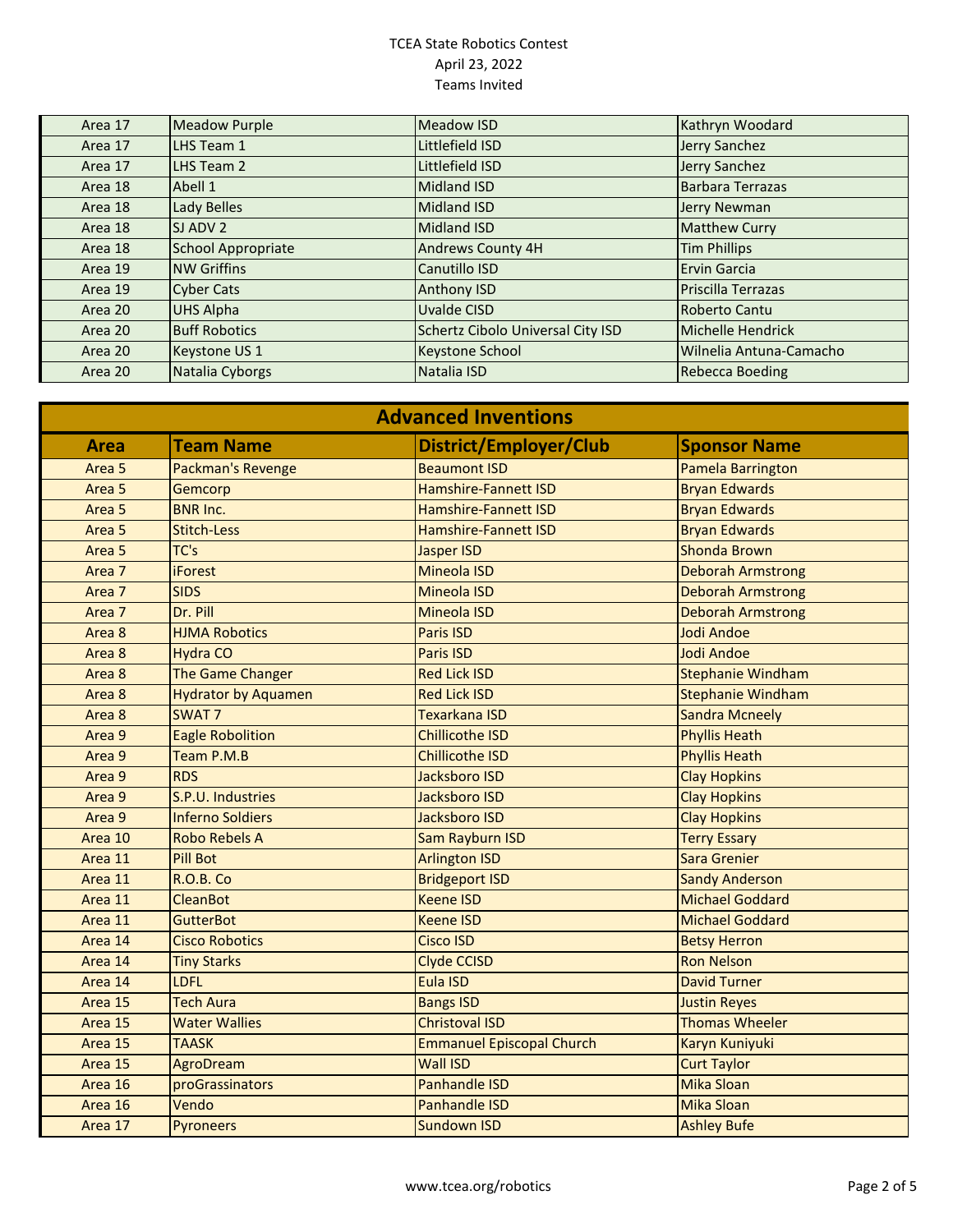| Area | Team Name | District/Employer/Club | Sponsor Name |
|---|---|---|---|
| Area 17 | Meadow Purple | Meadow ISD | Kathryn Woodard |
| Area 17 | LHS Team 1 | Littlefield ISD | Jerry Sanchez |
| Area 17 | LHS Team 2 | Littlefield ISD | Jerry Sanchez |
| Area 18 | Abell 1 | Midland ISD | Barbara Terrazas |
| Area 18 | Lady Belles | Midland ISD | Jerry Newman |
| Area 18 | SJ ADV 2 | Midland ISD | Matthew Curry |
| Area 18 | School Appropriate | Andrews County 4H | Tim Phillips |
| Area 19 | NW Griffins | Canutillo ISD | Ervin Garcia |
| Area 19 | Cyber Cats | Anthony ISD | Priscilla Terrazas |
| Area 20 | UHS Alpha | Uvalde CISD | Roberto Cantu |
| Area 20 | Buff Robotics | Schertz Cibolo Universal City ISD | Michelle Hendrick |
| Area 20 | Keystone US 1 | Keystone School | Wilnelia Antuna-Camacho |
| Area 20 | Natalia Cyborgs | Natalia ISD | Rebecca Boeding |

## Advanced Inventions

| Area | Team Name | District/Employer/Club | Sponsor Name |
|---|---|---|---|
| Area 5 | Packman's Revenge | Beaumont ISD | Pamela Barrington |
| Area 5 | Gemcorp | Hamshire-Fannett ISD | Bryan Edwards |
| Area 5 | BNR Inc. | Hamshire-Fannett ISD | Bryan Edwards |
| Area 5 | Stitch-Less | Hamshire-Fannett ISD | Bryan Edwards |
| Area 5 | TC's | Jasper ISD | Shonda Brown |
| Area 7 | iForest | Mineola ISD | Deborah Armstrong |
| Area 7 | SIDS | Mineola ISD | Deborah Armstrong |
| Area 7 | Dr. Pill | Mineola ISD | Deborah Armstrong |
| Area 8 | HJMA Robotics | Paris ISD | Jodi Andoe |
| Area 8 | Hydra CO | Paris ISD | Jodi Andoe |
| Area 8 | The Game Changer | Red Lick ISD | Stephanie Windham |
| Area 8 | Hydrator by Aquamen | Red Lick ISD | Stephanie Windham |
| Area 8 | SWAT 7 | Texarkana ISD | Sandra Mcneely |
| Area 9 | Eagle Robolition | Chillicothe ISD | Phyllis Heath |
| Area 9 | Team P.M.B | Chillicothe ISD | Phyllis Heath |
| Area 9 | RDS | Jacksboro ISD | Clay Hopkins |
| Area 9 | S.P.U. Industries | Jacksboro ISD | Clay Hopkins |
| Area 9 | Inferno Soldiers | Jacksboro ISD | Clay Hopkins |
| Area 10 | Robo Rebels A | Sam Rayburn ISD | Terry Essary |
| Area 11 | Pill Bot | Arlington ISD | Sara Grenier |
| Area 11 | R.O.B. Co | Bridgeport ISD | Sandy Anderson |
| Area 11 | CleanBot | Keene ISD | Michael Goddard |
| Area 11 | GutterBot | Keene ISD | Michael Goddard |
| Area 14 | Cisco Robotics | Cisco ISD | Betsy Herron |
| Area 14 | Tiny Starks | Clyde CCISD | Ron Nelson |
| Area 14 | LDFL | Eula ISD | David Turner |
| Area 15 | Tech Aura | Bangs ISD | Justin Reyes |
| Area 15 | Water Wallies | Christoval ISD | Thomas Wheeler |
| Area 15 | TAASK | Emmanuel Episcopal Church | Karyn Kuniyuki |
| Area 15 | AgroDream | Wall ISD | Curt Taylor |
| Area 16 | proGrassinators | Panhandle ISD | Mika Sloan |
| Area 16 | Vendo | Panhandle ISD | Mika Sloan |
| Area 17 | Pyroneers | Sundown ISD | Ashley Bufe |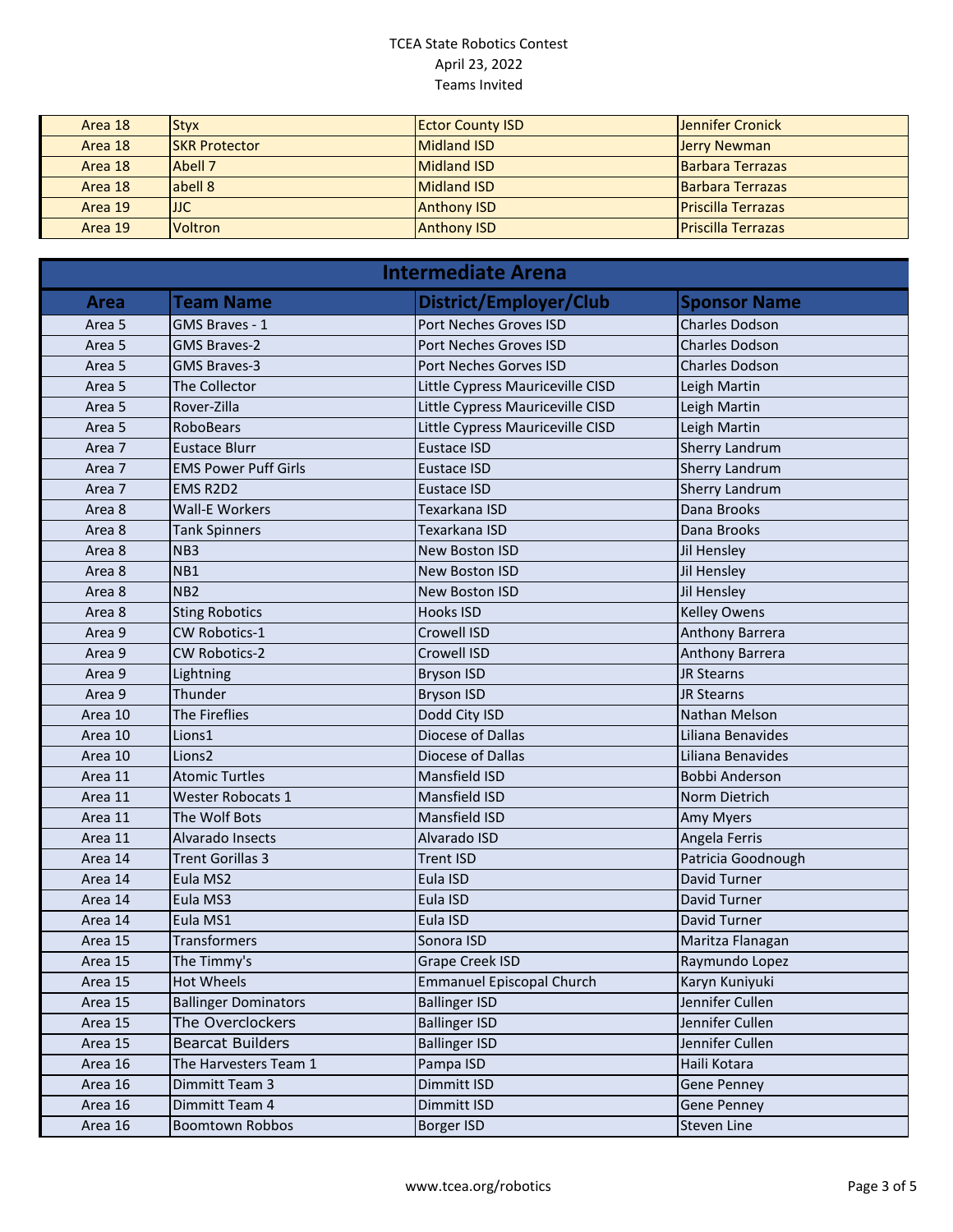TCEA State Robotics Contest
April 23, 2022
Teams Invited

| | | | |
|---|---|---|---|
| Area 18 | Styx | Ector County ISD | Jennifer Cronick |
| Area 18 | SKR Protector | Midland ISD | Jerry Newman |
| Area 18 | Abell 7 | Midland ISD | Barbara Terrazas |
| Area 18 | abell 8 | Midland ISD | Barbara Terrazas |
| Area 19 | JJC | Anthony ISD | Priscilla Terrazas |
| Area 19 | Voltron | Anthony ISD | Priscilla Terrazas |

## Intermediate Arena

| Area | Team Name | District/Employer/Club | Sponsor Name |
|---|---|---|---|
| Area 5 | GMS Braves - 1 | Port Neches Groves ISD | Charles Dodson |
| Area 5 | GMS Braves-2 | Port Neches Groves ISD | Charles Dodson |
| Area 5 | GMS Braves-3 | Port Neches Gorves ISD | Charles Dodson |
| Area 5 | The Collector | Little Cypress Mauriceville CISD | Leigh Martin |
| Area 5 | Rover-Zilla | Little Cypress Mauriceville CISD | Leigh Martin |
| Area 5 | RoboBears | Little Cypress Mauriceville CISD | Leigh Martin |
| Area 7 | Eustace Blurr | Eustace ISD | Sherry Landrum |
| Area 7 | EMS Power Puff Girls | Eustace ISD | Sherry Landrum |
| Area 7 | EMS R2D2 | Eustace ISD | Sherry Landrum |
| Area 8 | Wall-E Workers | Texarkana ISD | Dana Brooks |
| Area 8 | Tank Spinners | Texarkana ISD | Dana Brooks |
| Area 8 | NB3 | New Boston ISD | Jil Hensley |
| Area 8 | NB1 | New Boston ISD | Jil Hensley |
| Area 8 | NB2 | New Boston ISD | Jil Hensley |
| Area 8 | Sting Robotics | Hooks ISD | Kelley Owens |
| Area 9 | CW Robotics-1 | Crowell ISD | Anthony Barrera |
| Area 9 | CW Robotics-2 | Crowell ISD | Anthony Barrera |
| Area 9 | Lightning | Bryson ISD | JR Stearns |
| Area 9 | Thunder | Bryson ISD | JR Stearns |
| Area 10 | The Fireflies | Dodd City ISD | Nathan Melson |
| Area 10 | Lions1 | Diocese of Dallas | Liliana Benavides |
| Area 10 | Lions2 | Diocese of Dallas | Liliana Benavides |
| Area 11 | Atomic Turtles | Mansfield ISD | Bobbi Anderson |
| Area 11 | Wester Robocats 1 | Mansfield ISD | Norm Dietrich |
| Area 11 | The Wolf Bots | Mansfield ISD | Amy Myers |
| Area 11 | Alvarado Insects | Alvarado ISD | Angela Ferris |
| Area 14 | Trent Gorillas 3 | Trent ISD | Patricia Goodnough |
| Area 14 | Eula MS2 | Eula ISD | David Turner |
| Area 14 | Eula MS3 | Eula ISD | David Turner |
| Area 14 | Eula MS1 | Eula ISD | David Turner |
| Area 15 | Transformers | Sonora ISD | Maritza Flanagan |
| Area 15 | The Timmy's | Grape Creek ISD | Raymundo Lopez |
| Area 15 | Hot Wheels | Emmanuel Episcopal Church | Karyn Kuniyuki |
| Area 15 | Ballinger Dominators | Ballinger ISD | Jennifer Cullen |
| Area 15 | The Overclockers | Ballinger ISD | Jennifer Cullen |
| Area 15 | Bearcat Builders | Ballinger ISD | Jennifer Cullen |
| Area 16 | The Harvesters Team 1 | Pampa ISD | Haili Kotara |
| Area 16 | Dimmitt Team 3 | Dimmitt ISD | Gene Penney |
| Area 16 | Dimmitt Team 4 | Dimmitt ISD | Gene Penney |
| Area 16 | Boomtown Robbos | Borger ISD | Steven Line |

www.tcea.org/robotics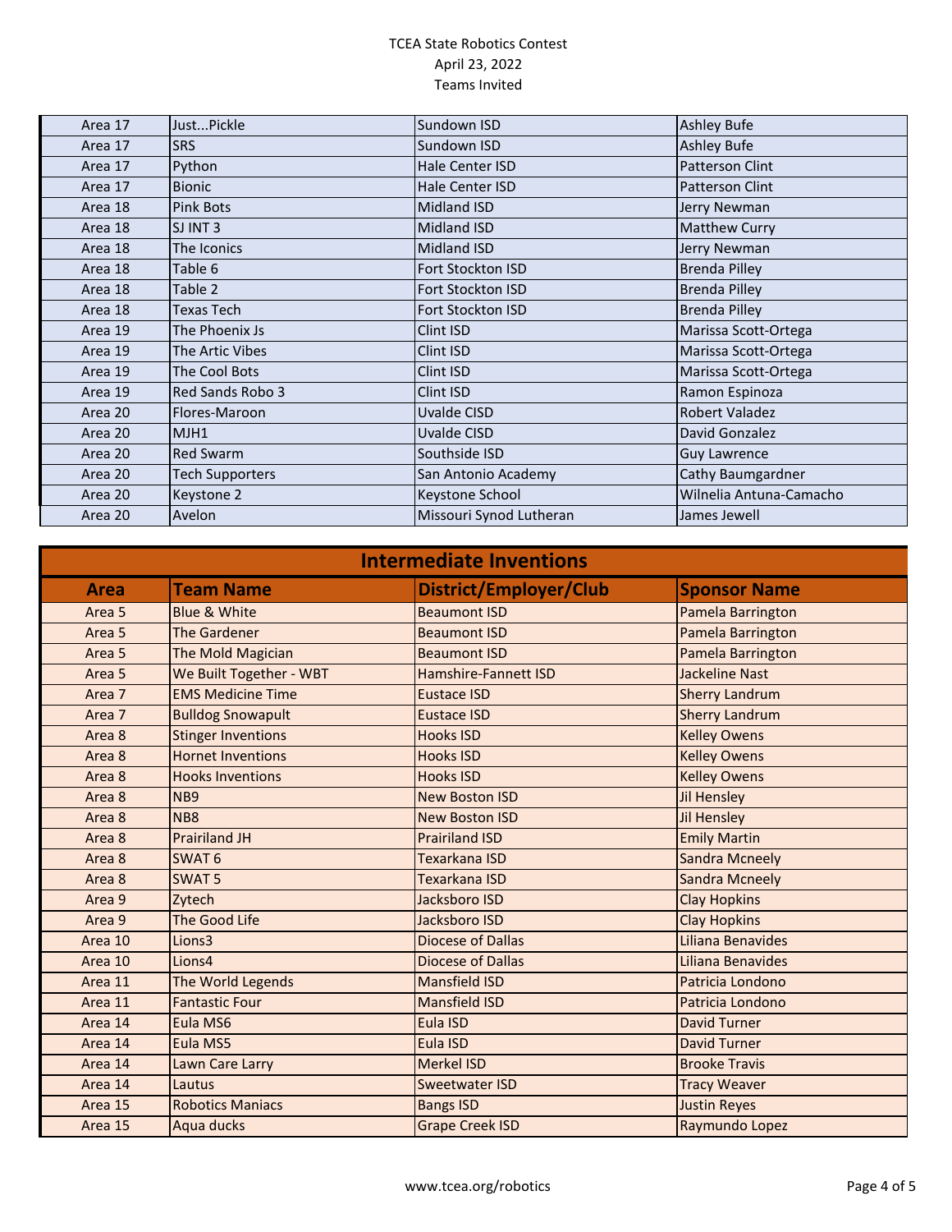TCEA State Robotics Contest
April 23, 2022
Teams Invited

| | | | |
|---|---|---|---|
| Area 17 | Just...Pickle | Sundown ISD | Ashley Bufe |
| Area 17 | SRS | Sundown ISD | Ashley Bufe |
| Area 17 | Python | Hale Center ISD | Patterson Clint |
| Area 17 | Bionic | Hale Center ISD | Patterson Clint |
| Area 18 | Pink Bots | Midland ISD | Jerry Newman |
| Area 18 | SJ INT 3 | Midland ISD | Matthew Curry |
| Area 18 | The Iconics | Midland ISD | Jerry Newman |
| Area 18 | Table 6 | Fort Stockton ISD | Brenda Pilley |
| Area 18 | Table 2 | Fort Stockton ISD | Brenda Pilley |
| Area 18 | Texas Tech | Fort Stockton ISD | Brenda Pilley |
| Area 19 | The Phoenix Js | Clint ISD | Marissa Scott-Ortega |
| Area 19 | The Artic Vibes | Clint ISD | Marissa Scott-Ortega |
| Area 19 | The Cool Bots | Clint ISD | Marissa Scott-Ortega |
| Area 19 | Red Sands Robo 3 | Clint ISD | Ramon Espinoza |
| Area 20 | Flores-Maroon | Uvalde CISD | Robert Valadez |
| Area 20 | MJH1 | Uvalde CISD | David Gonzalez |
| Area 20 | Red Swarm | Southside ISD | Guy Lawrence |
| Area 20 | Tech Supporters | San Antonio Academy | Cathy Baumgardner |
| Area 20 | Keystone 2 | Keystone School | Wilnelia Antuna-Camacho |
| Area 20 | Avelon | Missouri Synod Lutheran | James Jewell |

## Intermediate Inventions

| Area | Team Name | District/Employer/Club | Sponsor Name |
|---|---|---|---|
| Area 5 | Blue & White | Beaumont ISD | Pamela Barrington |
| Area 5 | The Gardener | Beaumont ISD | Pamela Barrington |
| Area 5 | The Mold Magician | Beaumont ISD | Pamela Barrington |
| Area 5 | We Built Together - WBT | Hamshire-Fannett ISD | Jackeline Nast |
| Area 7 | EMS Medicine Time | Eustace ISD | Sherry Landrum |
| Area 7 | Bulldog Snowapult | Eustace ISD | Sherry Landrum |
| Area 8 | Stinger Inventions | Hooks ISD | Kelley Owens |
| Area 8 | Hornet Inventions | Hooks ISD | Kelley Owens |
| Area 8 | Hooks Inventions | Hooks ISD | Kelley Owens |
| Area 8 | NB9 | New Boston ISD | Jil Hensley |
| Area 8 | NB8 | New Boston ISD | Jil Hensley |
| Area 8 | Prairiland JH | Prairiland ISD | Emily Martin |
| Area 8 | SWAT 6 | Texarkana ISD | Sandra Mcneely |
| Area 8 | SWAT 5 | Texarkana ISD | Sandra Mcneely |
| Area 9 | Zytech | Jacksboro ISD | Clay Hopkins |
| Area 9 | The Good Life | Jacksboro ISD | Clay Hopkins |
| Area 10 | Lions3 | Diocese of Dallas | Liliana Benavides |
| Area 10 | Lions4 | Diocese of Dallas | Liliana Benavides |
| Area 11 | The World Legends | Mansfield ISD | Patricia Londono |
| Area 11 | Fantastic Four | Mansfield ISD | Patricia Londono |
| Area 14 | Eula MS6 | Eula ISD | David Turner |
| Area 14 | Eula MS5 | Eula ISD | David Turner |
| Area 14 | Lawn Care Larry | Merkel ISD | Brooke Travis |
| Area 14 | Lautus | Sweetwater ISD | Tracy Weaver |
| Area 15 | Robotics Maniacs | Bangs ISD | Justin Reyes |
| Area 15 | Aqua ducks | Grape Creek ISD | Raymundo Lopez |

www.tcea.org/robotics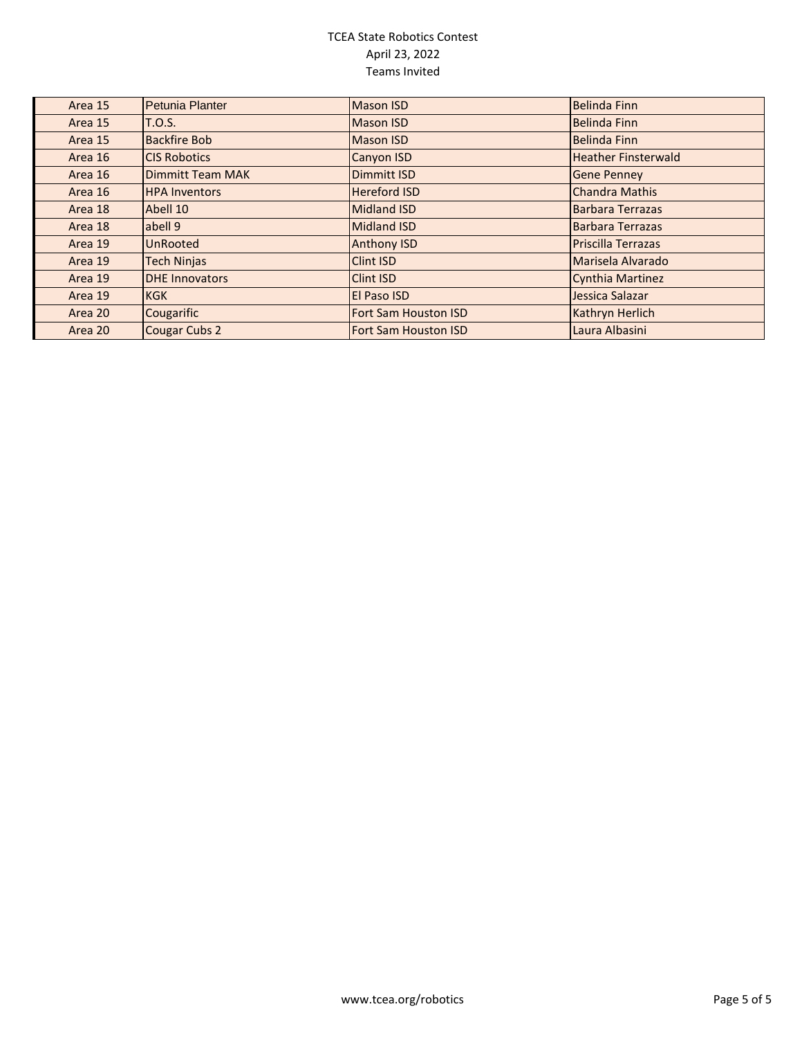TCEA State Robotics Contest
April 23, 2022
Teams Invited

| | | | |
|---|---|---|---|
| Area 15 | Petunia Planter | Mason ISD | Belinda Finn |
| Area 15 | T.O.S. | Mason ISD | Belinda Finn |
| Area 15 | Backfire Bob | Mason ISD | Belinda Finn |
| Area 16 | CIS Robotics | Canyon ISD | Heather Finsterwald |
| Area 16 | Dimmitt Team MAK | Dimmitt ISD | Gene Penney |
| Area 16 | HPA Inventors | Hereford ISD | Chandra Mathis |
| Area 18 | Abell 10 | Midland ISD | Barbara Terrazas |
| Area 18 | abell 9 | Midland ISD | Barbara Terrazas |
| Area 19 | UnRooted | Anthony ISD | Priscilla Terrazas |
| Area 19 | Tech Ninjas | Clint ISD | Marisela Alvarado |
| Area 19 | DHE Innovators | Clint ISD | Cynthia Martinez |
| Area 19 | KGK | El Paso ISD | Jessica Salazar |
| Area 20 | Cougarific | Fort Sam Houston ISD | Kathryn Herlich |
| Area 20 | Cougar Cubs 2 | Fort Sam Houston ISD | Laura Albasini |

www.tcea.org/robotics